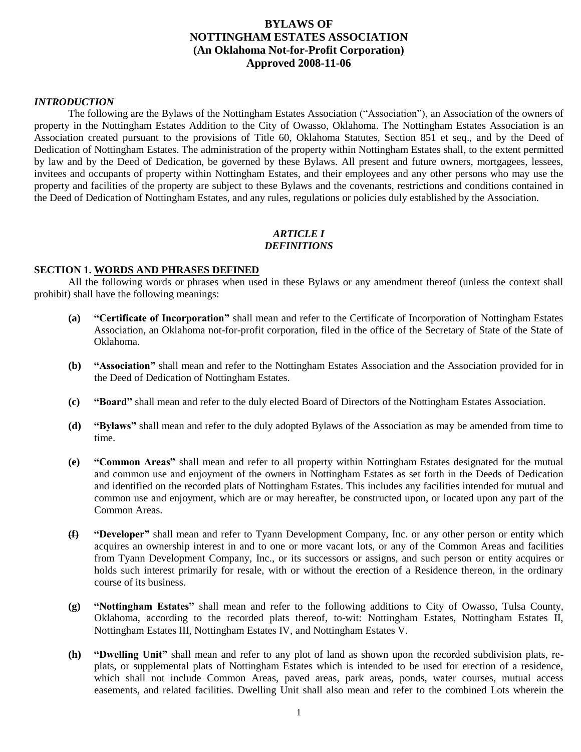# BYLAWS OF
# NOTTINGHAM ESTATES ASSOCIATION
## (An Oklahoma Not-for-Profit Corporation)
## Approved 2008-11-06

### *INTRODUCTION*

The following are the Bylaws of the Nottingham Estates Association ("Association"), an Association of the owners of property in the Nottingham Estates Addition to the City of Owasso, Oklahoma. The Nottingham Estates Association is an Association created pursuant to the provisions of Title 60, Oklahoma Statutes, Section 851 et seq., and by the Deed of Dedication of Nottingham Estates. The administration of the property within Nottingham Estates shall, to the extent permitted by law and by the Deed of Dedication, be governed by these Bylaws. All present and future owners, mortgagees, lessees, invitees and occupants of property within Nottingham Estates, and their employees and any other persons who may use the property and facilities of the property are subject to these Bylaws and the covenants, restrictions and conditions contained in the Deed of Dedication of Nottingham Estates, and any rules, regulations or policies duly established by the Association.

## *ARTICLE I*
## *DEFINITIONS*

### SECTION 1. WORDS AND PHRASES DEFINED

All the following words or phrases when used in these Bylaws or any amendment thereof (unless the context shall prohibit) shall have the following meanings:

- **(a) "Certificate of Incorporation"** shall mean and refer to the Certificate of Incorporation of Nottingham Estates Association, an Oklahoma not-for-profit corporation, filed in the office of the Secretary of State of the State of Oklahoma.

- **(b) "Association"** shall mean and refer to the Nottingham Estates Association and the Association provided for in the Deed of Dedication of Nottingham Estates.

- **(c) "Board"** shall mean and refer to the duly elected Board of Directors of the Nottingham Estates Association.

- **(d) "Bylaws"** shall mean and refer to the duly adopted Bylaws of the Association as may be amended from time to time.

- **(e) "Common Areas"** shall mean and refer to all property within Nottingham Estates designated for the mutual and common use and enjoyment of the owners in Nottingham Estates as set forth in the Deeds of Dedication and identified on the recorded plats of Nottingham Estates. This includes any facilities intended for mutual and common use and enjoyment, which are or may hereafter, be constructed upon, or located upon any part of the Common Areas.

- **(f) "Developer"** shall mean and refer to Tyann Development Company, Inc. or any other person or entity which acquires an ownership interest in and to one or more vacant lots, or any of the Common Areas and facilities from Tyann Development Company, Inc., or its successors or assigns, and such person or entity acquires or holds such interest primarily for resale, with or without the erection of a Residence thereon, in the ordinary course of its business.

- **(g) "Nottingham Estates"** shall mean and refer to the following additions to City of Owasso, Tulsa County, Oklahoma, according to the recorded plats thereof, to-wit: Nottingham Estates, Nottingham Estates II, Nottingham Estates III, Nottingham Estates IV, and Nottingham Estates V.

- **(h) "Dwelling Unit"** shall mean and refer to any plot of land as shown upon the recorded subdivision plats, re-plats, or supplemental plats of Nottingham Estates which is intended to be used for erection of a residence, which shall not include Common Areas, paved areas, park areas, ponds, water courses, mutual access easements, and related facilities. Dwelling Unit shall also mean and refer to the combined Lots wherein the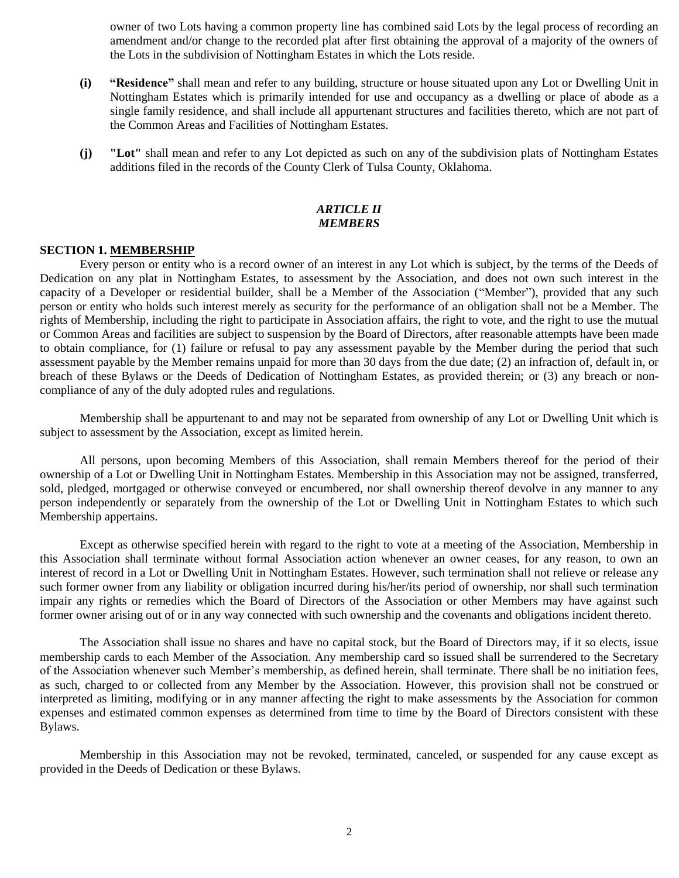owner of two Lots having a common property line has combined said Lots by the legal process of recording an amendment and/or change to the recorded plat after first obtaining the approval of a majority of the owners of the Lots in the subdivision of Nottingham Estates in which the Lots reside.

**(i)** **"Residence"** shall mean and refer to any building, structure or house situated upon any Lot or Dwelling Unit in Nottingham Estates which is primarily intended for use and occupancy as a dwelling or place of abode as a single family residence, and shall include all appurtenant structures and facilities thereto, which are not part of the Common Areas and Facilities of Nottingham Estates.

**(j)** **"Lot"** shall mean and refer to any Lot depicted as such on any of the subdivision plats of Nottingham Estates additions filed in the records of the County Clerk of Tulsa County, Oklahoma.

## *ARTICLE II*
## *MEMBERS*

**SECTION 1. MEMBERSHIP**

Every person or entity who is a record owner of an interest in any Lot which is subject, by the terms of the Deeds of Dedication on any plat in Nottingham Estates, to assessment by the Association, and does not own such interest in the capacity of a Developer or residential builder, shall be a Member of the Association ("Member"), provided that any such person or entity who holds such interest merely as security for the performance of an obligation shall not be a Member. The rights of Membership, including the right to participate in Association affairs, the right to vote, and the right to use the mutual or Common Areas and facilities are subject to suspension by the Board of Directors, after reasonable attempts have been made to obtain compliance, for (1) failure or refusal to pay any assessment payable by the Member during the period that such assessment payable by the Member remains unpaid for more than 30 days from the due date; (2) an infraction of, default in, or breach of these Bylaws or the Deeds of Dedication of Nottingham Estates, as provided therein; or (3) any breach or non-compliance of any of the duly adopted rules and regulations.

Membership shall be appurtenant to and may not be separated from ownership of any Lot or Dwelling Unit which is subject to assessment by the Association, except as limited herein.

All persons, upon becoming Members of this Association, shall remain Members thereof for the period of their ownership of a Lot or Dwelling Unit in Nottingham Estates. Membership in this Association may not be assigned, transferred, sold, pledged, mortgaged or otherwise conveyed or encumbered, nor shall ownership thereof devolve in any manner to any person independently or separately from the ownership of the Lot or Dwelling Unit in Nottingham Estates to which such Membership appertains.

Except as otherwise specified herein with regard to the right to vote at a meeting of the Association, Membership in this Association shall terminate without formal Association action whenever an owner ceases, for any reason, to own an interest of record in a Lot or Dwelling Unit in Nottingham Estates. However, such termination shall not relieve or release any such former owner from any liability or obligation incurred during his/her/its period of ownership, nor shall such termination impair any rights or remedies which the Board of Directors of the Association or other Members may have against such former owner arising out of or in any way connected with such ownership and the covenants and obligations incident thereto.

The Association shall issue no shares and have no capital stock, but the Board of Directors may, if it so elects, issue membership cards to each Member of the Association. Any membership card so issued shall be surrendered to the Secretary of the Association whenever such Member's membership, as defined herein, shall terminate. There shall be no initiation fees, as such, charged to or collected from any Member by the Association. However, this provision shall not be construed or interpreted as limiting, modifying or in any manner affecting the right to make assessments by the Association for common expenses and estimated common expenses as determined from time to time by the Board of Directors consistent with these Bylaws.

Membership in this Association may not be revoked, terminated, canceled, or suspended for any cause except as provided in the Deeds of Dedication or these Bylaws.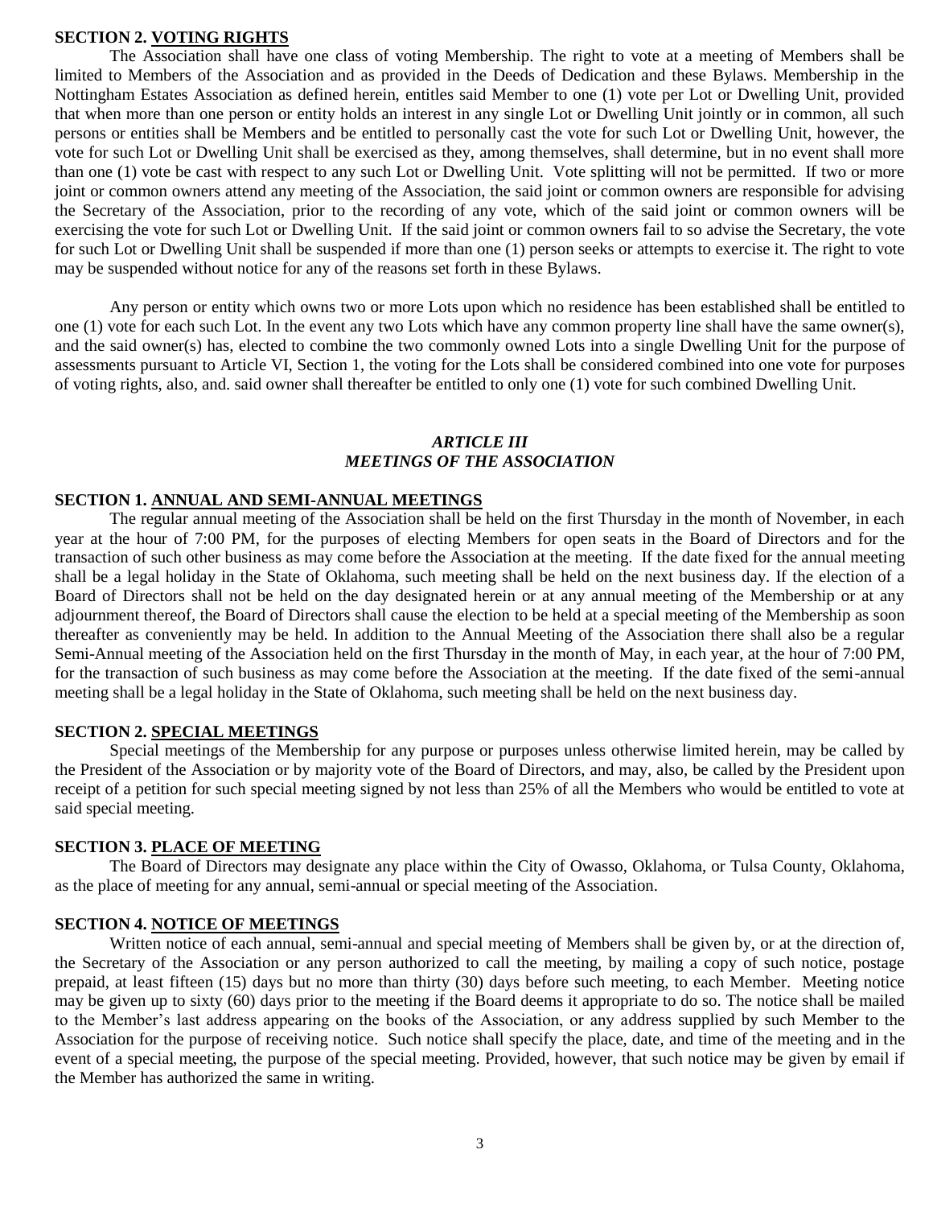**SECTION 2. VOTING RIGHTS**

The Association shall have one class of voting Membership. The right to vote at a meeting of Members shall be limited to Members of the Association and as provided in the Deeds of Dedication and these Bylaws. Membership in the Nottingham Estates Association as defined herein, entitles said Member to one (1) vote per Lot or Dwelling Unit, provided that when more than one person or entity holds an interest in any single Lot or Dwelling Unit jointly or in common, all such persons or entities shall be Members and be entitled to personally cast the vote for such Lot or Dwelling Unit, however, the vote for such Lot or Dwelling Unit shall be exercised as they, among themselves, shall determine, but in no event shall more than one (1) vote be cast with respect to any such Lot or Dwelling Unit. Vote splitting will not be permitted. If two or more joint or common owners attend any meeting of the Association, the said joint or common owners are responsible for advising the Secretary of the Association, prior to the recording of any vote, which of the said joint or common owners will be exercising the vote for such Lot or Dwelling Unit. If the said joint or common owners fail to so advise the Secretary, the vote for such Lot or Dwelling Unit shall be suspended if more than one (1) person seeks or attempts to exercise it. The right to vote may be suspended without notice for any of the reasons set forth in these Bylaws.

Any person or entity which owns two or more Lots upon which no residence has been established shall be entitled to one (1) vote for each such Lot. In the event any two Lots which have any common property line shall have the same owner(s), and the said owner(s) has, elected to combine the two commonly owned Lots into a single Dwelling Unit for the purpose of assessments pursuant to Article VI, Section 1, the voting for the Lots shall be considered combined into one vote for purposes of voting rights, also, and. said owner shall thereafter be entitled to only one (1) vote for such combined Dwelling Unit.

## *ARTICLE III*
## *MEETINGS OF THE ASSOCIATION*

**SECTION 1. ANNUAL AND SEMI-ANNUAL MEETINGS**

The regular annual meeting of the Association shall be held on the first Thursday in the month of November, in each year at the hour of 7:00 PM, for the purposes of electing Members for open seats in the Board of Directors and for the transaction of such other business as may come before the Association at the meeting. If the date fixed for the annual meeting shall be a legal holiday in the State of Oklahoma, such meeting shall be held on the next business day. If the election of a Board of Directors shall not be held on the day designated herein or at any annual meeting of the Membership or at any adjournment thereof, the Board of Directors shall cause the election to be held at a special meeting of the Membership as soon thereafter as conveniently may be held. In addition to the Annual Meeting of the Association there shall also be a regular Semi-Annual meeting of the Association held on the first Thursday in the month of May, in each year, at the hour of 7:00 PM, for the transaction of such business as may come before the Association at the meeting. If the date fixed of the semi-annual meeting shall be a legal holiday in the State of Oklahoma, such meeting shall be held on the next business day.

**SECTION 2. SPECIAL MEETINGS**

Special meetings of the Membership for any purpose or purposes unless otherwise limited herein, may be called by the President of the Association or by majority vote of the Board of Directors, and may, also, be called by the President upon receipt of a petition for such special meeting signed by not less than 25% of all the Members who would be entitled to vote at said special meeting.

**SECTION 3. PLACE OF MEETING**

The Board of Directors may designate any place within the City of Owasso, Oklahoma, or Tulsa County, Oklahoma, as the place of meeting for any annual, semi-annual or special meeting of the Association.

**SECTION 4. NOTICE OF MEETINGS**

Written notice of each annual, semi-annual and special meeting of Members shall be given by, or at the direction of, the Secretary of the Association or any person authorized to call the meeting, by mailing a copy of such notice, postage prepaid, at least fifteen (15) days but no more than thirty (30) days before such meeting, to each Member. Meeting notice may be given up to sixty (60) days prior to the meeting if the Board deems it appropriate to do so. The notice shall be mailed to the Member's last address appearing on the books of the Association, or any address supplied by such Member to the Association for the purpose of receiving notice. Such notice shall specify the place, date, and time of the meeting and in the event of a special meeting, the purpose of the special meeting. Provided, however, that such notice may be given by email if the Member has authorized the same in writing.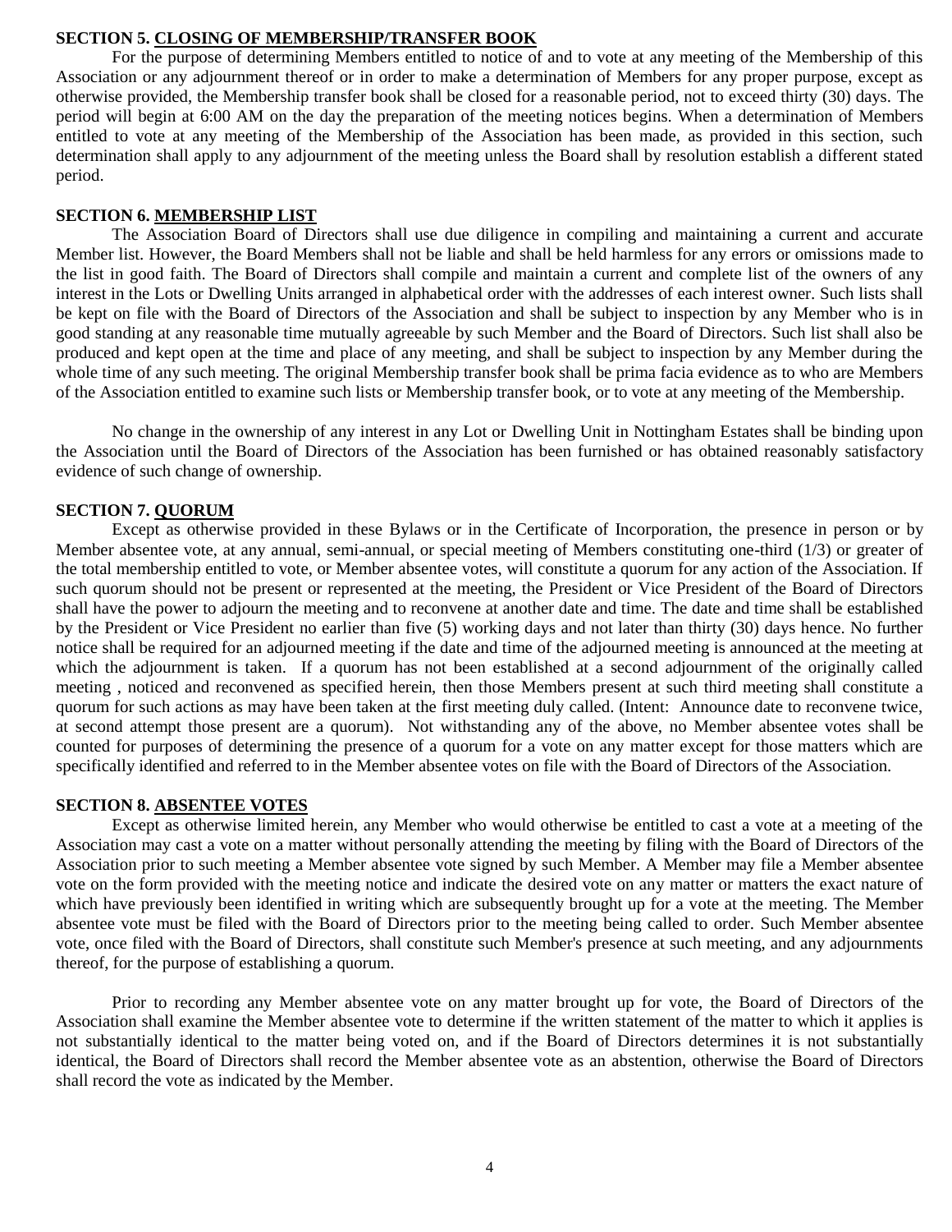**SECTION 5. CLOSING OF MEMBERSHIP/TRANSFER BOOK**

For the purpose of determining Members entitled to notice of and to vote at any meeting of the Membership of this Association or any adjournment thereof or in order to make a determination of Members for any proper purpose, except as otherwise provided, the Membership transfer book shall be closed for a reasonable period, not to exceed thirty (30) days. The period will begin at 6:00 AM on the day the preparation of the meeting notices begins. When a determination of Members entitled to vote at any meeting of the Membership of the Association has been made, as provided in this section, such determination shall apply to any adjournment of the meeting unless the Board shall by resolution establish a different stated period.

**SECTION 6. MEMBERSHIP LIST**

The Association Board of Directors shall use due diligence in compiling and maintaining a current and accurate Member list. However, the Board Members shall not be liable and shall be held harmless for any errors or omissions made to the list in good faith. The Board of Directors shall compile and maintain a current and complete list of the owners of any interest in the Lots or Dwelling Units arranged in alphabetical order with the addresses of each interest owner. Such lists shall be kept on file with the Board of Directors of the Association and shall be subject to inspection by any Member who is in good standing at any reasonable time mutually agreeable by such Member and the Board of Directors. Such list shall also be produced and kept open at the time and place of any meeting, and shall be subject to inspection by any Member during the whole time of any such meeting. The original Membership transfer book shall be prima facia evidence as to who are Members of the Association entitled to examine such lists or Membership transfer book, or to vote at any meeting of the Membership.

No change in the ownership of any interest in any Lot or Dwelling Unit in Nottingham Estates shall be binding upon the Association until the Board of Directors of the Association has been furnished or has obtained reasonably satisfactory evidence of such change of ownership.

**SECTION 7. QUORUM**

Except as otherwise provided in these Bylaws or in the Certificate of Incorporation, the presence in person or by Member absentee vote, at any annual, semi-annual, or special meeting of Members constituting one-third (1/3) or greater of the total membership entitled to vote, or Member absentee votes, will constitute a quorum for any action of the Association. If such quorum should not be present or represented at the meeting, the President or Vice President of the Board of Directors shall have the power to adjourn the meeting and to reconvene at another date and time. The date and time shall be established by the President or Vice President no earlier than five (5) working days and not later than thirty (30) days hence. No further notice shall be required for an adjourned meeting if the date and time of the adjourned meeting is announced at the meeting at which the adjournment is taken. If a quorum has not been established at a second adjournment of the originally called meeting , noticed and reconvened as specified herein, then those Members present at such third meeting shall constitute a quorum for such actions as may have been taken at the first meeting duly called. (Intent: Announce date to reconvene twice, at second attempt those present are a quorum). Not withstanding any of the above, no Member absentee votes shall be counted for purposes of determining the presence of a quorum for a vote on any matter except for those matters which are specifically identified and referred to in the Member absentee votes on file with the Board of Directors of the Association.

**SECTION 8. ABSENTEE VOTES**

Except as otherwise limited herein, any Member who would otherwise be entitled to cast a vote at a meeting of the Association may cast a vote on a matter without personally attending the meeting by filing with the Board of Directors of the Association prior to such meeting a Member absentee vote signed by such Member. A Member may file a Member absentee vote on the form provided with the meeting notice and indicate the desired vote on any matter or matters the exact nature of which have previously been identified in writing which are subsequently brought up for a vote at the meeting. The Member absentee vote must be filed with the Board of Directors prior to the meeting being called to order. Such Member absentee vote, once filed with the Board of Directors, shall constitute such Member's presence at such meeting, and any adjournments thereof, for the purpose of establishing a quorum.

Prior to recording any Member absentee vote on any matter brought up for vote, the Board of Directors of the Association shall examine the Member absentee vote to determine if the written statement of the matter to which it applies is not substantially identical to the matter being voted on, and if the Board of Directors determines it is not substantially identical, the Board of Directors shall record the Member absentee vote as an abstention, otherwise the Board of Directors shall record the vote as indicated by the Member.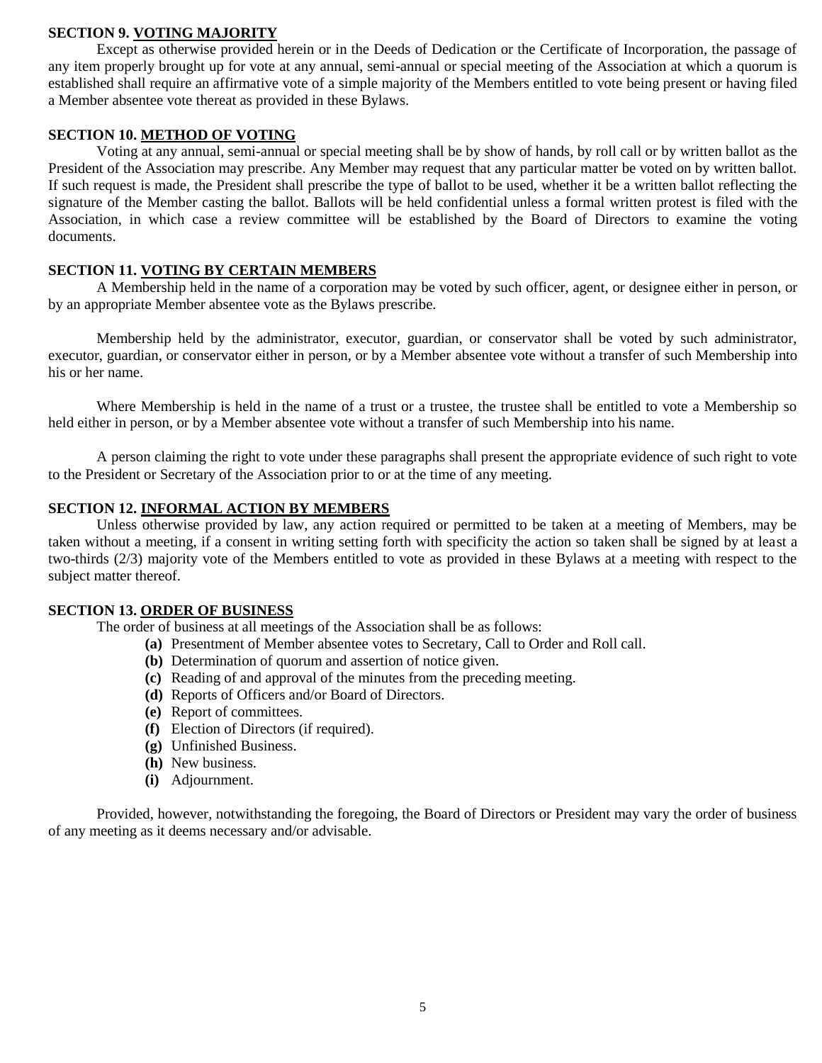**SECTION 9. VOTING MAJORITY**

Except as otherwise provided herein or in the Deeds of Dedication or the Certificate of Incorporation, the passage of any item properly brought up for vote at any annual, semi-annual or special meeting of the Association at which a quorum is established shall require an affirmative vote of a simple majority of the Members entitled to vote being present or having filed a Member absentee vote thereat as provided in these Bylaws.

**SECTION 10. METHOD OF VOTING**

Voting at any annual, semi-annual or special meeting shall be by show of hands, by roll call or by written ballot as the President of the Association may prescribe. Any Member may request that any particular matter be voted on by written ballot. If such request is made, the President shall prescribe the type of ballot to be used, whether it be a written ballot reflecting the signature of the Member casting the ballot. Ballots will be held confidential unless a formal written protest is filed with the Association, in which case a review committee will be established by the Board of Directors to examine the voting documents.

**SECTION 11. VOTING BY CERTAIN MEMBERS**

A Membership held in the name of a corporation may be voted by such officer, agent, or designee either in person, or by an appropriate Member absentee vote as the Bylaws prescribe.

Membership held by the administrator, executor, guardian, or conservator shall be voted by such administrator, executor, guardian, or conservator either in person, or by a Member absentee vote without a transfer of such Membership into his or her name.

Where Membership is held in the name of a trust or a trustee, the trustee shall be entitled to vote a Membership so held either in person, or by a Member absentee vote without a transfer of such Membership into his name.

A person claiming the right to vote under these paragraphs shall present the appropriate evidence of such right to vote to the President or Secretary of the Association prior to or at the time of any meeting.

**SECTION 12. INFORMAL ACTION BY MEMBERS**

Unless otherwise provided by law, any action required or permitted to be taken at a meeting of Members, may be taken without a meeting, if a consent in writing setting forth with specificity the action so taken shall be signed by at least a two-thirds (2/3) majority vote of the Members entitled to vote as provided in these Bylaws at a meeting with respect to the subject matter thereof.

**SECTION 13. ORDER OF BUSINESS**

The order of business at all meetings of the Association shall be as follows:

- **(a)** Presentment of Member absentee votes to Secretary, Call to Order and Roll call.
- **(b)** Determination of quorum and assertion of notice given.
- **(c)** Reading of and approval of the minutes from the preceding meeting.
- **(d)** Reports of Officers and/or Board of Directors.
- **(e)** Report of committees.
- **(f)** Election of Directors (if required).
- **(g)** Unfinished Business.
- **(h)** New business.
- **(i)** Adjournment.

Provided, however, notwithstanding the foregoing, the Board of Directors or President may vary the order of business of any meeting as it deems necessary and/or advisable.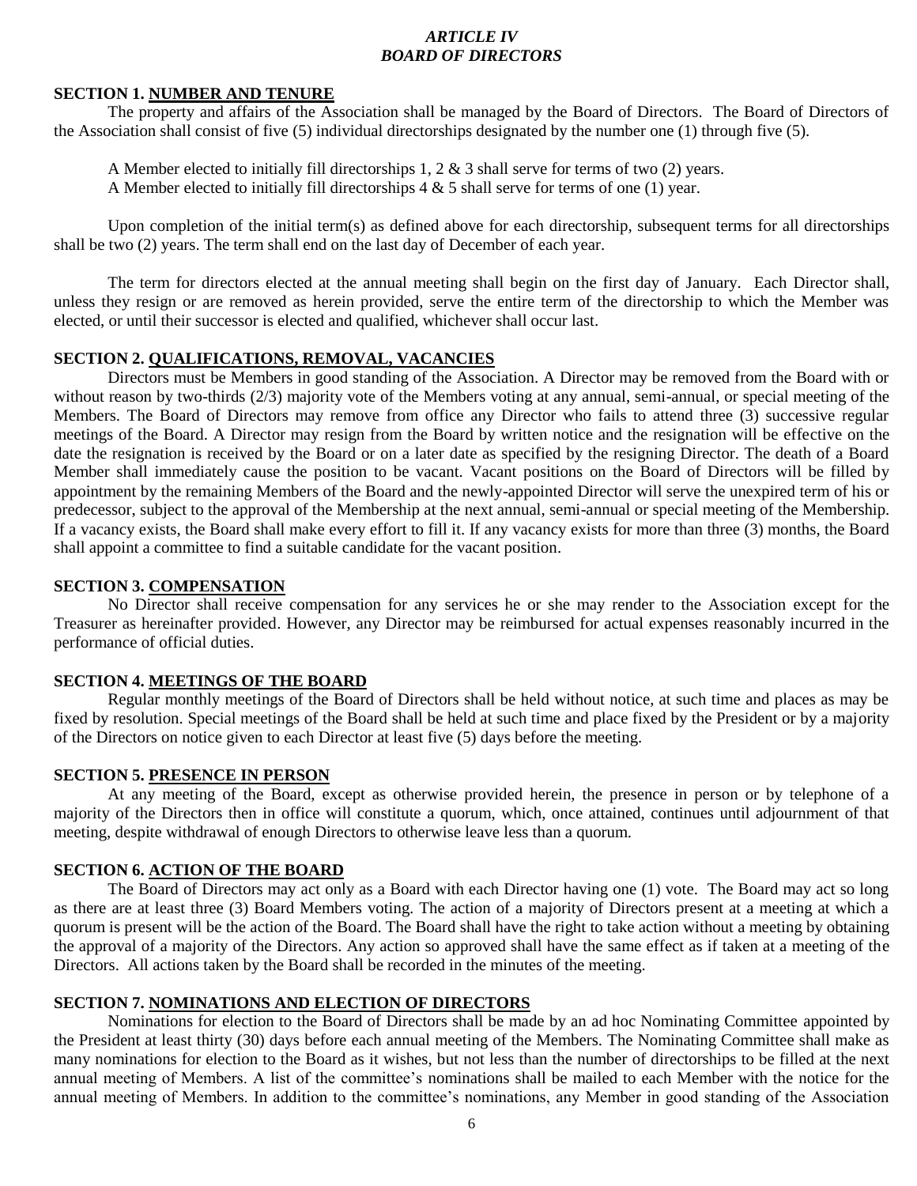## *ARTICLE IV*
## *BOARD OF DIRECTORS*

**SECTION 1. <u>NUMBER AND TENURE</u>**

The property and affairs of the Association shall be managed by the Board of Directors. The Board of Directors of the Association shall consist of five (5) individual directorships designated by the number one (1) through five (5).

A Member elected to initially fill directorships 1, 2 & 3 shall serve for terms of two (2) years.
A Member elected to initially fill directorships 4 & 5 shall serve for terms of one (1) year.

Upon completion of the initial term(s) as defined above for each directorship, subsequent terms for all directorships shall be two (2) years. The term shall end on the last day of December of each year.

The term for directors elected at the annual meeting shall begin on the first day of January. Each Director shall, unless they resign or are removed as herein provided, serve the entire term of the directorship to which the Member was elected, or until their successor is elected and qualified, whichever shall occur last.

**SECTION 2. <u>QUALIFICATIONS, REMOVAL, VACANCIES</u>**

Directors must be Members in good standing of the Association. A Director may be removed from the Board with or without reason by two-thirds (2/3) majority vote of the Members voting at any annual, semi-annual, or special meeting of the Members. The Board of Directors may remove from office any Director who fails to attend three (3) successive regular meetings of the Board. A Director may resign from the Board by written notice and the resignation will be effective on the date the resignation is received by the Board or on a later date as specified by the resigning Director. The death of a Board Member shall immediately cause the position to be vacant. Vacant positions on the Board of Directors will be filled by appointment by the remaining Members of the Board and the newly-appointed Director will serve the unexpired term of his or predecessor, subject to the approval of the Membership at the next annual, semi-annual or special meeting of the Membership. If a vacancy exists, the Board shall make every effort to fill it. If any vacancy exists for more than three (3) months, the Board shall appoint a committee to find a suitable candidate for the vacant position.

**SECTION 3. <u>COMPENSATION</u>**

No Director shall receive compensation for any services he or she may render to the Association except for the Treasurer as hereinafter provided. However, any Director may be reimbursed for actual expenses reasonably incurred in the performance of official duties.

**SECTION 4. <u>MEETINGS OF THE BOARD</u>**

Regular monthly meetings of the Board of Directors shall be held without notice, at such time and places as may be fixed by resolution. Special meetings of the Board shall be held at such time and place fixed by the President or by a majority of the Directors on notice given to each Director at least five (5) days before the meeting.

**SECTION 5. <u>PRESENCE IN PERSON</u>**

At any meeting of the Board, except as otherwise provided herein, the presence in person or by telephone of a majority of the Directors then in office will constitute a quorum, which, once attained, continues until adjournment of that meeting, despite withdrawal of enough Directors to otherwise leave less than a quorum.

**SECTION 6. <u>ACTION OF THE BOARD</u>**

The Board of Directors may act only as a Board with each Director having one (1) vote. The Board may act so long as there are at least three (3) Board Members voting. The action of a majority of Directors present at a meeting at which a quorum is present will be the action of the Board. The Board shall have the right to take action without a meeting by obtaining the approval of a majority of the Directors. Any action so approved shall have the same effect as if taken at a meeting of the Directors. All actions taken by the Board shall be recorded in the minutes of the meeting.

**SECTION 7. <u>NOMINATIONS AND ELECTION OF DIRECTORS</u>**

Nominations for election to the Board of Directors shall be made by an ad hoc Nominating Committee appointed by the President at least thirty (30) days before each annual meeting of the Members. The Nominating Committee shall make as many nominations for election to the Board as it wishes, but not less than the number of directorships to be filled at the next annual meeting of Members. A list of the committee's nominations shall be mailed to each Member with the notice for the annual meeting of Members. In addition to the committee's nominations, any Member in good standing of the Association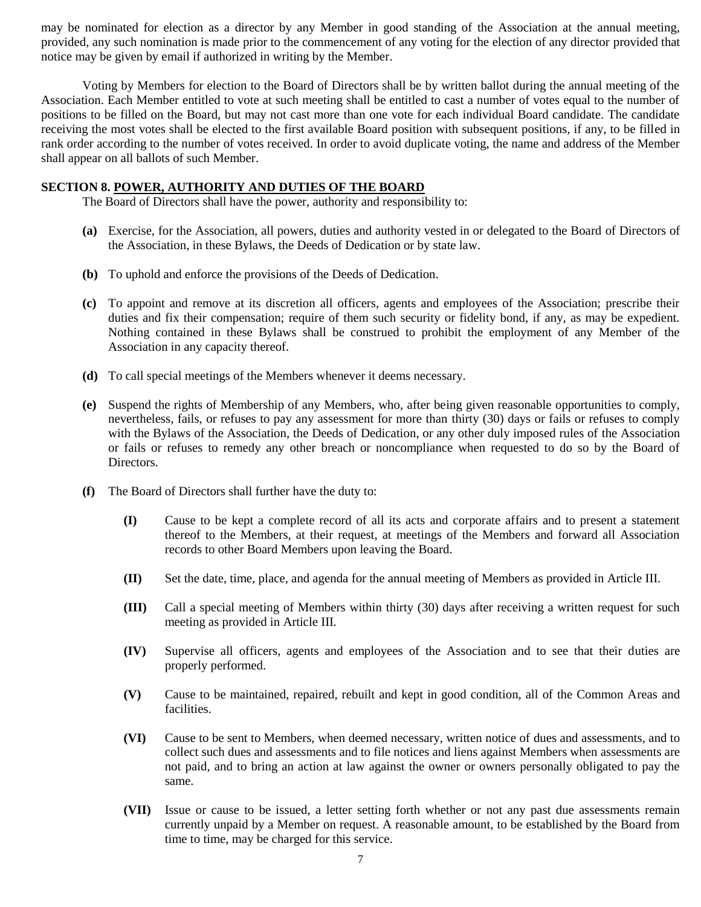may be nominated for election as a director by any Member in good standing of the Association at the annual meeting, provided, any such nomination is made prior to the commencement of any voting for the election of any director provided that notice may be given by email if authorized in writing by the Member.

Voting by Members for election to the Board of Directors shall be by written ballot during the annual meeting of the Association. Each Member entitled to vote at such meeting shall be entitled to cast a number of votes equal to the number of positions to be filled on the Board, but may not cast more than one vote for each individual Board candidate. The candidate receiving the most votes shall be elected to the first available Board position with subsequent positions, if any, to be filled in rank order according to the number of votes received. In order to avoid duplicate voting, the name and address of the Member shall appear on all ballots of such Member.

**SECTION 8. POWER, AUTHORITY AND DUTIES OF THE BOARD**

The Board of Directors shall have the power, authority and responsibility to:

**(a)** Exercise, for the Association, all powers, duties and authority vested in or delegated to the Board of Directors of the Association, in these Bylaws, the Deeds of Dedication or by state law.

**(b)** To uphold and enforce the provisions of the Deeds of Dedication.

**(c)** To appoint and remove at its discretion all officers, agents and employees of the Association; prescribe their duties and fix their compensation; require of them such security or fidelity bond, if any, as may be expedient. Nothing contained in these Bylaws shall be construed to prohibit the employment of any Member of the Association in any capacity thereof.

**(d)** To call special meetings of the Members whenever it deems necessary.

**(e)** Suspend the rights of Membership of any Members, who, after being given reasonable opportunities to comply, nevertheless, fails, or refuses to pay any assessment for more than thirty (30) days or fails or refuses to comply with the Bylaws of the Association, the Deeds of Dedication, or any other duly imposed rules of the Association or fails or refuses to remedy any other breach or noncompliance when requested to do so by the Board of Directors.

**(f)** The Board of Directors shall further have the duty to:

**(I)** Cause to be kept a complete record of all its acts and corporate affairs and to present a statement thereof to the Members, at their request, at meetings of the Members and forward all Association records to other Board Members upon leaving the Board.

**(II)** Set the date, time, place, and agenda for the annual meeting of Members as provided in Article III.

**(III)** Call a special meeting of Members within thirty (30) days after receiving a written request for such meeting as provided in Article III.

**(IV)** Supervise all officers, agents and employees of the Association and to see that their duties are properly performed.

**(V)** Cause to be maintained, repaired, rebuilt and kept in good condition, all of the Common Areas and facilities.

**(VI)** Cause to be sent to Members, when deemed necessary, written notice of dues and assessments, and to collect such dues and assessments and to file notices and liens against Members when assessments are not paid, and to bring an action at law against the owner or owners personally obligated to pay the same.

**(VII)** Issue or cause to be issued, a letter setting forth whether or not any past due assessments remain currently unpaid by a Member on request. A reasonable amount, to be established by the Board from time to time, may be charged for this service.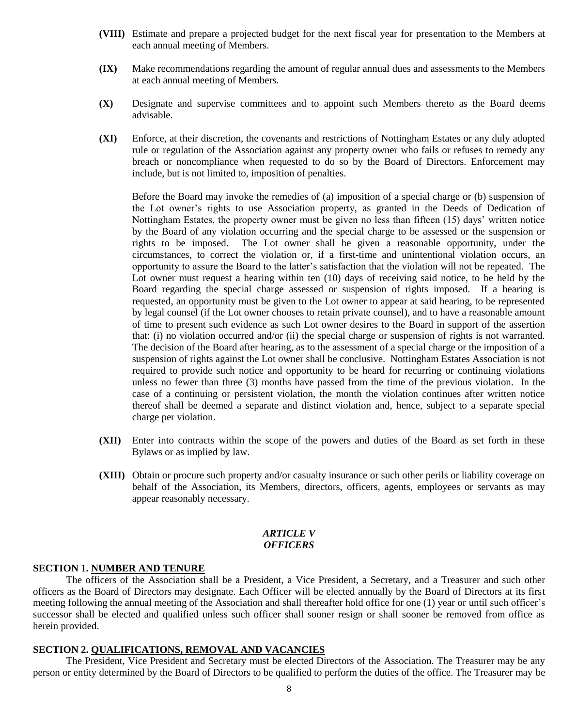**(VIII)** Estimate and prepare a projected budget for the next fiscal year for presentation to the Members at each annual meeting of Members.

**(IX)** Make recommendations regarding the amount of regular annual dues and assessments to the Members at each annual meeting of Members.

**(X)** Designate and supervise committees and to appoint such Members thereto as the Board deems advisable.

**(XI)** Enforce, at their discretion, the covenants and restrictions of Nottingham Estates or any duly adopted rule or regulation of the Association against any property owner who fails or refuses to remedy any breach or noncompliance when requested to do so by the Board of Directors. Enforcement may include, but is not limited to, imposition of penalties.

Before the Board may invoke the remedies of (a) imposition of a special charge or (b) suspension of the Lot owner's rights to use Association property, as granted in the Deeds of Dedication of Nottingham Estates, the property owner must be given no less than fifteen (15) days' written notice by the Board of any violation occurring and the special charge to be assessed or the suspension or rights to be imposed. The Lot owner shall be given a reasonable opportunity, under the circumstances, to correct the violation or, if a first-time and unintentional violation occurs, an opportunity to assure the Board to the latter's satisfaction that the violation will not be repeated. The Lot owner must request a hearing within ten (10) days of receiving said notice, to be held by the Board regarding the special charge assessed or suspension of rights imposed. If a hearing is requested, an opportunity must be given to the Lot owner to appear at said hearing, to be represented by legal counsel (if the Lot owner chooses to retain private counsel), and to have a reasonable amount of time to present such evidence as such Lot owner desires to the Board in support of the assertion that: (i) no violation occurred and/or (ii) the special charge or suspension of rights is not warranted. The decision of the Board after hearing, as to the assessment of a special charge or the imposition of a suspension of rights against the Lot owner shall be conclusive. Nottingham Estates Association is not required to provide such notice and opportunity to be heard for recurring or continuing violations unless no fewer than three (3) months have passed from the time of the previous violation. In the case of a continuing or persistent violation, the month the violation continues after written notice thereof shall be deemed a separate and distinct violation and, hence, subject to a separate special charge per violation.

**(XII)** Enter into contracts within the scope of the powers and duties of the Board as set forth in these Bylaws or as implied by law.

**(XIII)** Obtain or procure such property and/or casualty insurance or such other perils or liability coverage on behalf of the Association, its Members, directors, officers, agents, employees or servants as may appear reasonably necessary.

## *ARTICLE V*
## *OFFICERS*

**SECTION 1. NUMBER AND TENURE**

The officers of the Association shall be a President, a Vice President, a Secretary, and a Treasurer and such other officers as the Board of Directors may designate. Each Officer will be elected annually by the Board of Directors at its first meeting following the annual meeting of the Association and shall thereafter hold office for one (1) year or until such officer's successor shall be elected and qualified unless such officer shall sooner resign or shall sooner be removed from office as herein provided.

**SECTION 2. QUALIFICATIONS, REMOVAL AND VACANCIES**

The President, Vice President and Secretary must be elected Directors of the Association. The Treasurer may be any person or entity determined by the Board of Directors to be qualified to perform the duties of the office. The Treasurer may be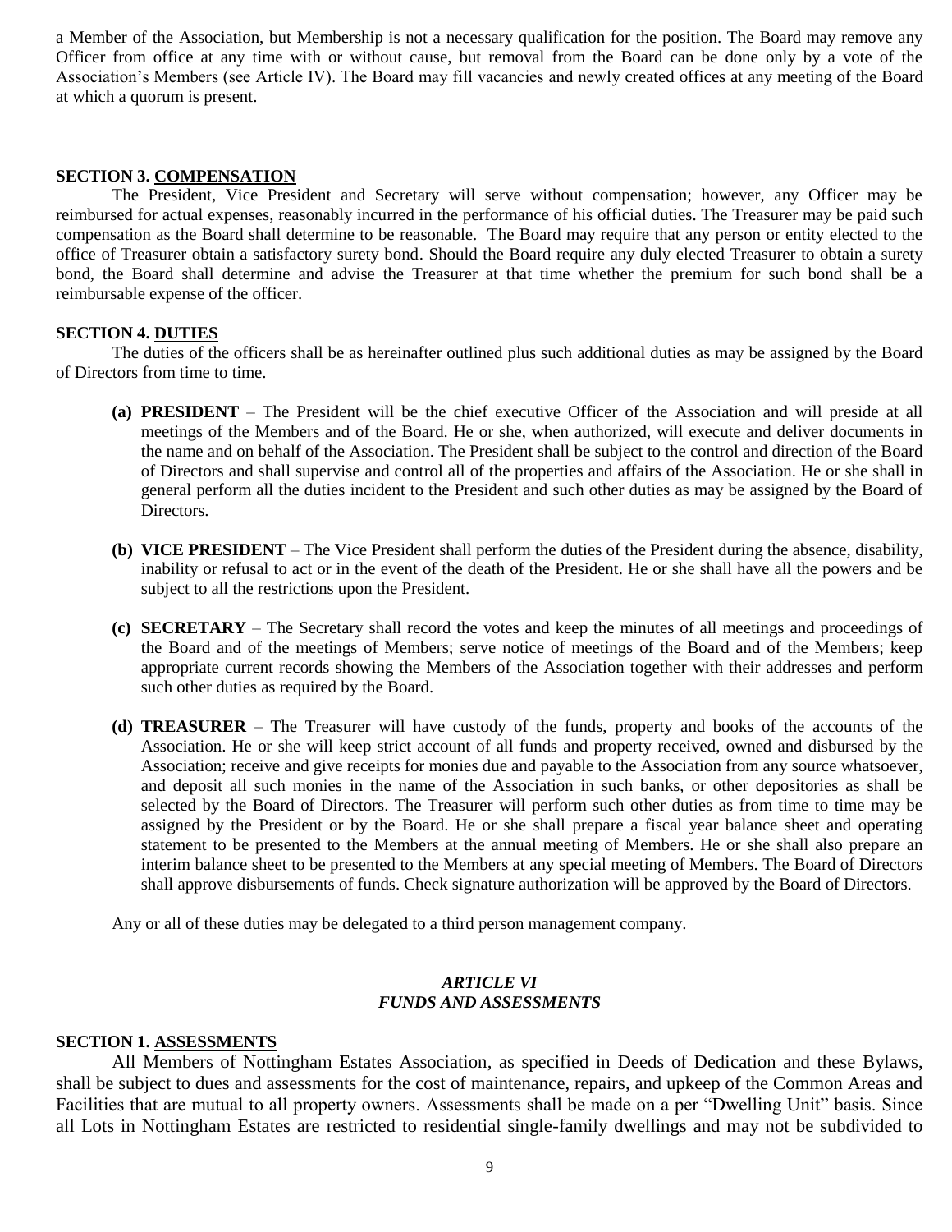a Member of the Association, but Membership is not a necessary qualification for the position. The Board may remove any Officer from office at any time with or without cause, but removal from the Board can be done only by a vote of the Association's Members (see Article IV). The Board may fill vacancies and newly created offices at any meeting of the Board at which a quorum is present.

**SECTION 3. COMPENSATION**

The President, Vice President and Secretary will serve without compensation; however, any Officer may be reimbursed for actual expenses, reasonably incurred in the performance of his official duties. The Treasurer may be paid such compensation as the Board shall determine to be reasonable. The Board may require that any person or entity elected to the office of Treasurer obtain a satisfactory surety bond. Should the Board require any duly elected Treasurer to obtain a surety bond, the Board shall determine and advise the Treasurer at that time whether the premium for such bond shall be a reimbursable expense of the officer.

**SECTION 4. DUTIES**

The duties of the officers shall be as hereinafter outlined plus such additional duties as may be assigned by the Board of Directors from time to time.

- **(a) PRESIDENT** – The President will be the chief executive Officer of the Association and will preside at all meetings of the Members and of the Board. He or she, when authorized, will execute and deliver documents in the name and on behalf of the Association. The President shall be subject to the control and direction of the Board of Directors and shall supervise and control all of the properties and affairs of the Association. He or she shall in general perform all the duties incident to the President and such other duties as may be assigned by the Board of Directors.

- **(b) VICE PRESIDENT** – The Vice President shall perform the duties of the President during the absence, disability, inability or refusal to act or in the event of the death of the President. He or she shall have all the powers and be subject to all the restrictions upon the President.

- **(c) SECRETARY** – The Secretary shall record the votes and keep the minutes of all meetings and proceedings of the Board and of the meetings of Members; serve notice of meetings of the Board and of the Members; keep appropriate current records showing the Members of the Association together with their addresses and perform such other duties as required by the Board.

- **(d) TREASURER** – The Treasurer will have custody of the funds, property and books of the accounts of the Association. He or she will keep strict account of all funds and property received, owned and disbursed by the Association; receive and give receipts for monies due and payable to the Association from any source whatsoever, and deposit all such monies in the name of the Association in such banks, or other depositories as shall be selected by the Board of Directors. The Treasurer will perform such other duties as from time to time may be assigned by the President or by the Board. He or she shall prepare a fiscal year balance sheet and operating statement to be presented to the Members at the annual meeting of Members. He or she shall also prepare an interim balance sheet to be presented to the Members at any special meeting of Members. The Board of Directors shall approve disbursements of funds. Check signature authorization will be approved by the Board of Directors.

Any or all of these duties may be delegated to a third person management company.

## *ARTICLE VI*
## *FUNDS AND ASSESSMENTS*

**SECTION 1. ASSESSMENTS**

All Members of Nottingham Estates Association, as specified in Deeds of Dedication and these Bylaws, shall be subject to dues and assessments for the cost of maintenance, repairs, and upkeep of the Common Areas and Facilities that are mutual to all property owners. Assessments shall be made on a per "Dwelling Unit" basis. Since all Lots in Nottingham Estates are restricted to residential single-family dwellings and may not be subdivided to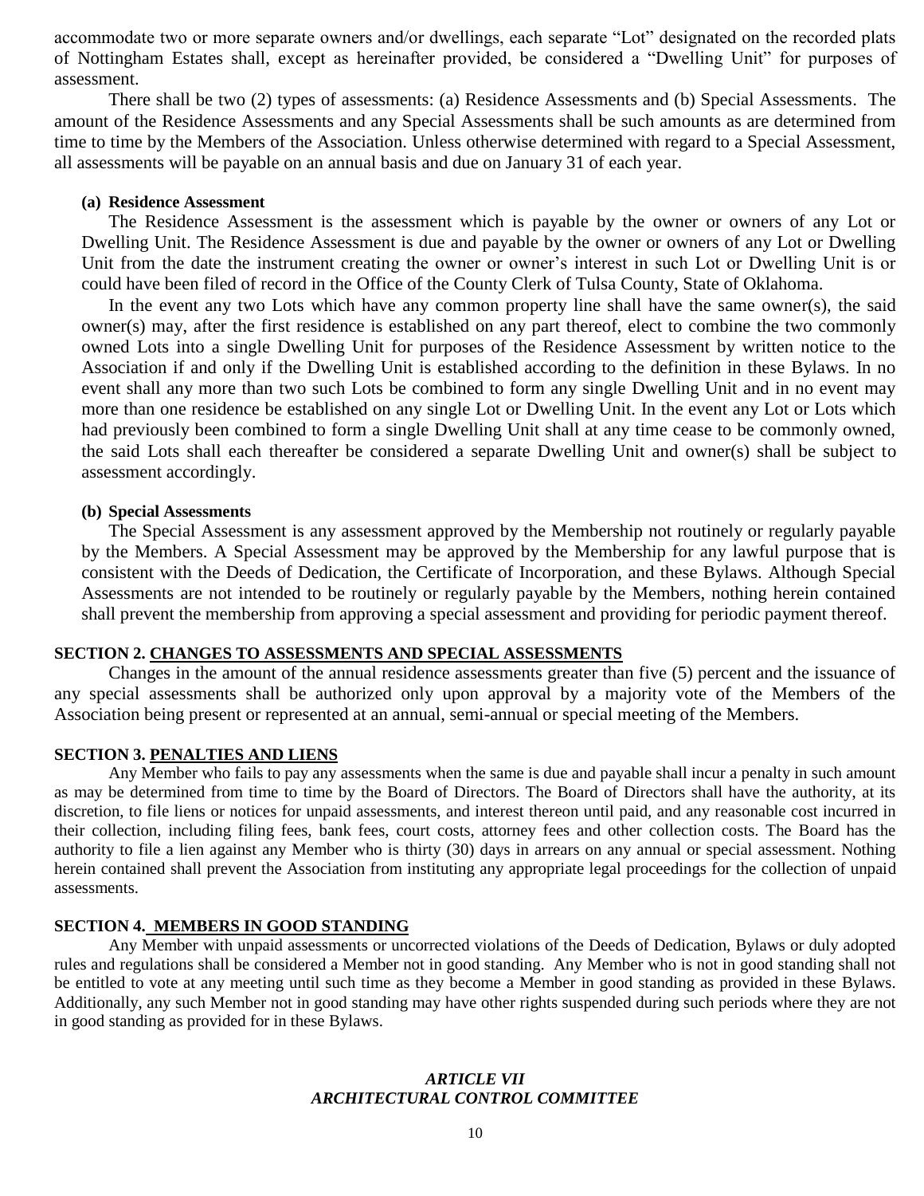accommodate two or more separate owners and/or dwellings, each separate "Lot" designated on the recorded plats of Nottingham Estates shall, except as hereinafter provided, be considered a "Dwelling Unit" for purposes of assessment.

There shall be two (2) types of assessments: (a) Residence Assessments and (b) Special Assessments. The amount of the Residence Assessments and any Special Assessments shall be such amounts as are determined from time to time by the Members of the Association. Unless otherwise determined with regard to a Special Assessment, all assessments will be payable on an annual basis and due on January 31 of each year.

**(a) Residence Assessment**

The Residence Assessment is the assessment which is payable by the owner or owners of any Lot or Dwelling Unit. The Residence Assessment is due and payable by the owner or owners of any Lot or Dwelling Unit from the date the instrument creating the owner or owner's interest in such Lot or Dwelling Unit is or could have been filed of record in the Office of the County Clerk of Tulsa County, State of Oklahoma.

In the event any two Lots which have any common property line shall have the same owner(s), the said owner(s) may, after the first residence is established on any part thereof, elect to combine the two commonly owned Lots into a single Dwelling Unit for purposes of the Residence Assessment by written notice to the Association if and only if the Dwelling Unit is established according to the definition in these Bylaws. In no event shall any more than two such Lots be combined to form any single Dwelling Unit and in no event may more than one residence be established on any single Lot or Dwelling Unit. In the event any Lot or Lots which had previously been combined to form a single Dwelling Unit shall at any time cease to be commonly owned, the said Lots shall each thereafter be considered a separate Dwelling Unit and owner(s) shall be subject to assessment accordingly.

**(b) Special Assessments**

The Special Assessment is any assessment approved by the Membership not routinely or regularly payable by the Members. A Special Assessment may be approved by the Membership for any lawful purpose that is consistent with the Deeds of Dedication, the Certificate of Incorporation, and these Bylaws. Although Special Assessments are not intended to be routinely or regularly payable by the Members, nothing herein contained shall prevent the membership from approving a special assessment and providing for periodic payment thereof.

**SECTION 2. <u>CHANGES TO ASSESSMENTS AND SPECIAL ASSESSMENTS</u>**

Changes in the amount of the annual residence assessments greater than five (5) percent and the issuance of any special assessments shall be authorized only upon approval by a majority vote of the Members of the Association being present or represented at an annual, semi-annual or special meeting of the Members.

**SECTION 3. <u>PENALTIES AND LIENS</u>**

Any Member who fails to pay any assessments when the same is due and payable shall incur a penalty in such amount as may be determined from time to time by the Board of Directors. The Board of Directors shall have the authority, at its discretion, to file liens or notices for unpaid assessments, and interest thereon until paid, and any reasonable cost incurred in their collection, including filing fees, bank fees, court costs, attorney fees and other collection costs. The Board has the authority to file a lien against any Member who is thirty (30) days in arrears on any annual or special assessment. Nothing herein contained shall prevent the Association from instituting any appropriate legal proceedings for the collection of unpaid assessments.

**SECTION 4. <u>MEMBERS IN GOOD STANDING</u>**

Any Member with unpaid assessments or uncorrected violations of the Deeds of Dedication, Bylaws or duly adopted rules and regulations shall be considered a Member not in good standing. Any Member who is not in good standing shall not be entitled to vote at any meeting until such time as they become a Member in good standing as provided in these Bylaws. Additionally, any such Member not in good standing may have other rights suspended during such periods where they are not in good standing as provided for in these Bylaws.

## *ARTICLE VII*
## *ARCHITECTURAL CONTROL COMMITTEE*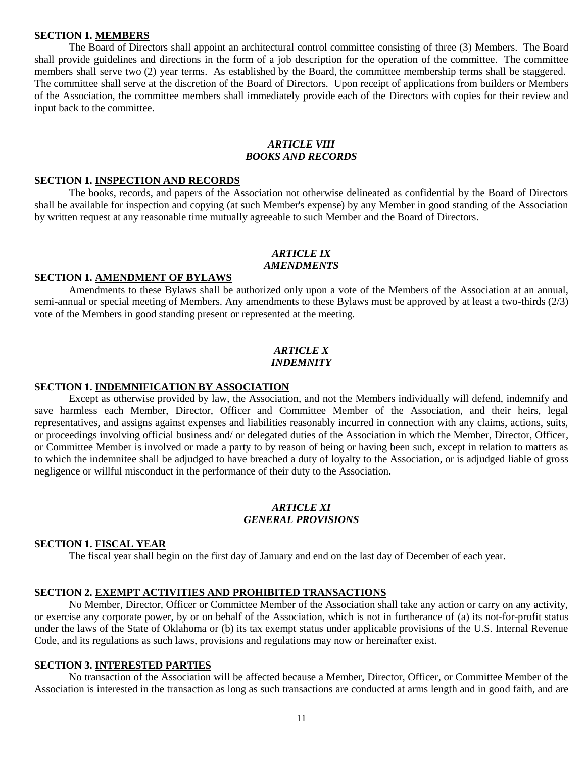**SECTION 1. MEMBERS**

The Board of Directors shall appoint an architectural control committee consisting of three (3) Members. The Board shall provide guidelines and directions in the form of a job description for the operation of the committee. The committee members shall serve two (2) year terms. As established by the Board, the committee membership terms shall be staggered. The committee shall serve at the discretion of the Board of Directors. Upon receipt of applications from builders or Members of the Association, the committee members shall immediately provide each of the Directors with copies for their review and input back to the committee.

## *ARTICLE VIII*
## *BOOKS AND RECORDS*

**SECTION 1. INSPECTION AND RECORDS**

The books, records, and papers of the Association not otherwise delineated as confidential by the Board of Directors shall be available for inspection and copying (at such Member's expense) by any Member in good standing of the Association by written request at any reasonable time mutually agreeable to such Member and the Board of Directors.

## *ARTICLE IX*
## *AMENDMENTS*

**SECTION 1. AMENDMENT OF BYLAWS**

Amendments to these Bylaws shall be authorized only upon a vote of the Members of the Association at an annual, semi-annual or special meeting of Members. Any amendments to these Bylaws must be approved by at least a two-thirds (2/3) vote of the Members in good standing present or represented at the meeting.

## *ARTICLE X*
## *INDEMNITY*

**SECTION 1. INDEMNIFICATION BY ASSOCIATION**

Except as otherwise provided by law, the Association, and not the Members individually will defend, indemnify and save harmless each Member, Director, Officer and Committee Member of the Association, and their heirs, legal representatives, and assigns against expenses and liabilities reasonably incurred in connection with any claims, actions, suits, or proceedings involving official business and/ or delegated duties of the Association in which the Member, Director, Officer, or Committee Member is involved or made a party to by reason of being or having been such, except in relation to matters as to which the indemnitee shall be adjudged to have breached a duty of loyalty to the Association, or is adjudged liable of gross negligence or willful misconduct in the performance of their duty to the Association.

## *ARTICLE XI*
## *GENERAL PROVISIONS*

**SECTION 1. FISCAL YEAR**

The fiscal year shall begin on the first day of January and end on the last day of December of each year.

**SECTION 2. EXEMPT ACTIVITIES AND PROHIBITED TRANSACTIONS**

No Member, Director, Officer or Committee Member of the Association shall take any action or carry on any activity, or exercise any corporate power, by or on behalf of the Association, which is not in furtherance of (a) its not-for-profit status under the laws of the State of Oklahoma or (b) its tax exempt status under applicable provisions of the U.S. Internal Revenue Code, and its regulations as such laws, provisions and regulations may now or hereinafter exist.

**SECTION 3. INTERESTED PARTIES**

No transaction of the Association will be affected because a Member, Director, Officer, or Committee Member of the Association is interested in the transaction as long as such transactions are conducted at arms length and in good faith, and are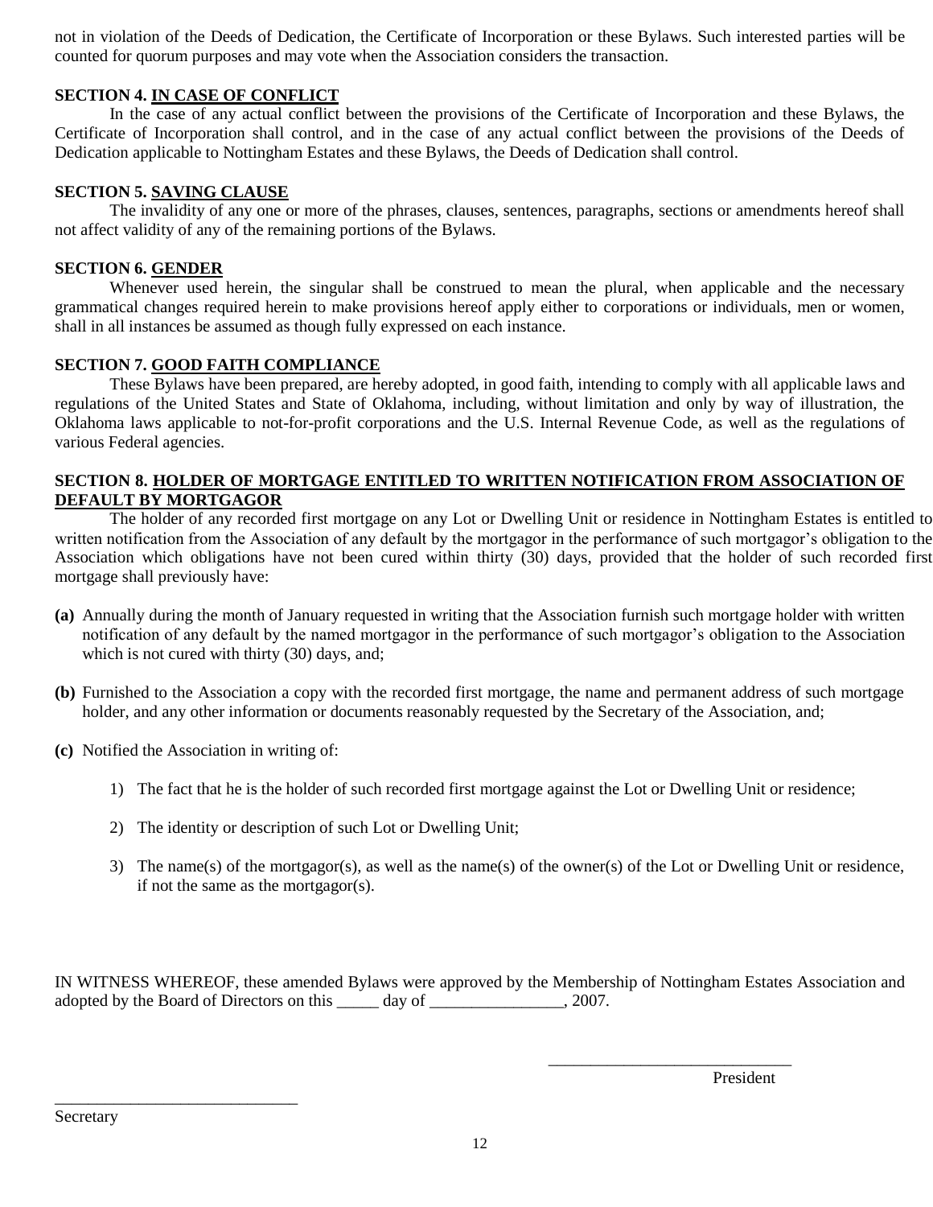not in violation of the Deeds of Dedication, the Certificate of Incorporation or these Bylaws. Such interested parties will be counted for quorum purposes and may vote when the Association considers the transaction.

**SECTION 4. IN CASE OF CONFLICT**

In the case of any actual conflict between the provisions of the Certificate of Incorporation and these Bylaws, the Certificate of Incorporation shall control, and in the case of any actual conflict between the provisions of the Deeds of Dedication applicable to Nottingham Estates and these Bylaws, the Deeds of Dedication shall control.

**SECTION 5. SAVING CLAUSE**

The invalidity of any one or more of the phrases, clauses, sentences, paragraphs, sections or amendments hereof shall not affect validity of any of the remaining portions of the Bylaws.

**SECTION 6. GENDER**

Whenever used herein, the singular shall be construed to mean the plural, when applicable and the necessary grammatical changes required herein to make provisions hereof apply either to corporations or individuals, men or women, shall in all instances be assumed as though fully expressed on each instance.

**SECTION 7. GOOD FAITH COMPLIANCE**

These Bylaws have been prepared, are hereby adopted, in good faith, intending to comply with all applicable laws and regulations of the United States and State of Oklahoma, including, without limitation and only by way of illustration, the Oklahoma laws applicable to not-for-profit corporations and the U.S. Internal Revenue Code, as well as the regulations of various Federal agencies.

**SECTION 8. HOLDER OF MORTGAGE ENTITLED TO WRITTEN NOTIFICATION FROM ASSOCIATION OF DEFAULT BY MORTGAGOR**

The holder of any recorded first mortgage on any Lot or Dwelling Unit or residence in Nottingham Estates is entitled to written notification from the Association of any default by the mortgagor in the performance of such mortgagor's obligation to the Association which obligations have not been cured within thirty (30) days, provided that the holder of such recorded first mortgage shall previously have:

**(a)** Annually during the month of January requested in writing that the Association furnish such mortgage holder with written notification of any default by the named mortgagor in the performance of such mortgagor's obligation to the Association which is not cured with thirty (30) days, and;

**(b)** Furnished to the Association a copy with the recorded first mortgage, the name and permanent address of such mortgage holder, and any other information or documents reasonably requested by the Secretary of the Association, and;

**(c)** Notified the Association in writing of:

1) The fact that he is the holder of such recorded first mortgage against the Lot or Dwelling Unit or residence;

2) The identity or description of such Lot or Dwelling Unit;

3) The name(s) of the mortgagor(s), as well as the name(s) of the owner(s) of the Lot or Dwelling Unit or residence, if not the same as the mortgagor(s).

IN WITNESS WHEREOF, these amended Bylaws were approved by the Membership of Nottingham Estates Association and adopted by the Board of Directors on this _____ day of ________________, 2007.

_____________________________
President

_____________________________
Secretary